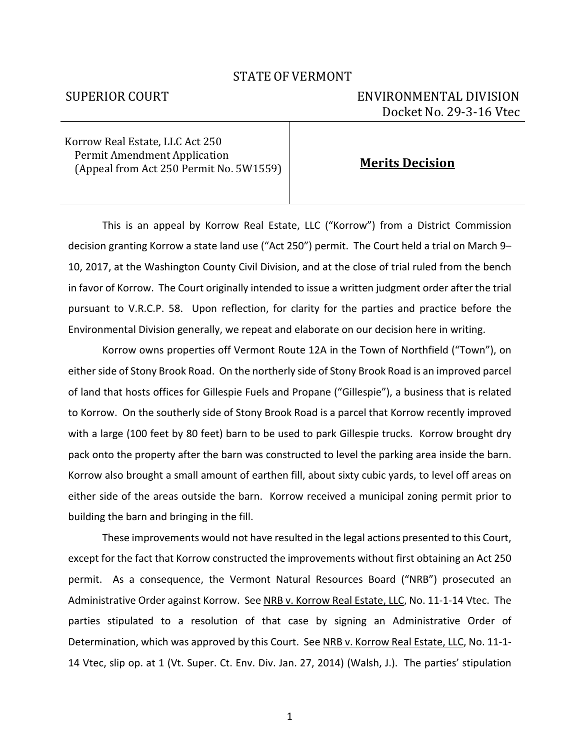STATE OF VERMONT

SUPERIOR COURT ENVIRONMENTAL DIVISION

Docket No. 29-3-16 Vtec

| Korrow Real Estate, LLC Act 250 Permit Amendment Application (Appeal from Act 250 Permit No. 5W1559) | **Merits Decision** |
| --- | --- |

This is an appeal by Korrow Real Estate, LLC ("Korrow") from a District Commission decision granting Korrow a state land use ("Act 250") permit. The Court held a trial on March 9–10, 2017, at the Washington County Civil Division, and at the close of trial ruled from the bench in favor of Korrow. The Court originally intended to issue a written judgment order after the trial pursuant to V.R.C.P. 58. Upon reflection, for clarity for the parties and practice before the Environmental Division generally, we repeat and elaborate on our decision here in writing.

Korrow owns properties off Vermont Route 12A in the Town of Northfield ("Town"), on either side of Stony Brook Road. On the northerly side of Stony Brook Road is an improved parcel of land that hosts offices for Gillespie Fuels and Propane ("Gillespie"), a business that is related to Korrow. On the southerly side of Stony Brook Road is a parcel that Korrow recently improved with a large (100 feet by 80 feet) barn to be used to park Gillespie trucks. Korrow brought dry pack onto the property after the barn was constructed to level the parking area inside the barn. Korrow also brought a small amount of earthen fill, about sixty cubic yards, to level off areas on either side of the areas outside the barn. Korrow received a municipal zoning permit prior to building the barn and bringing in the fill.

These improvements would not have resulted in the legal actions presented to this Court, except for the fact that Korrow constructed the improvements without first obtaining an Act 250 permit. As a consequence, the Vermont Natural Resources Board ("NRB") prosecuted an Administrative Order against Korrow. See NRB v. Korrow Real Estate, LLC, No. 11-1-14 Vtec. The parties stipulated to a resolution of that case by signing an Administrative Order of Determination, which was approved by this Court. See NRB v. Korrow Real Estate, LLC, No. 11-1-14 Vtec, slip op. at 1 (Vt. Super. Ct. Env. Div. Jan. 27, 2014) (Walsh, J.). The parties' stipulation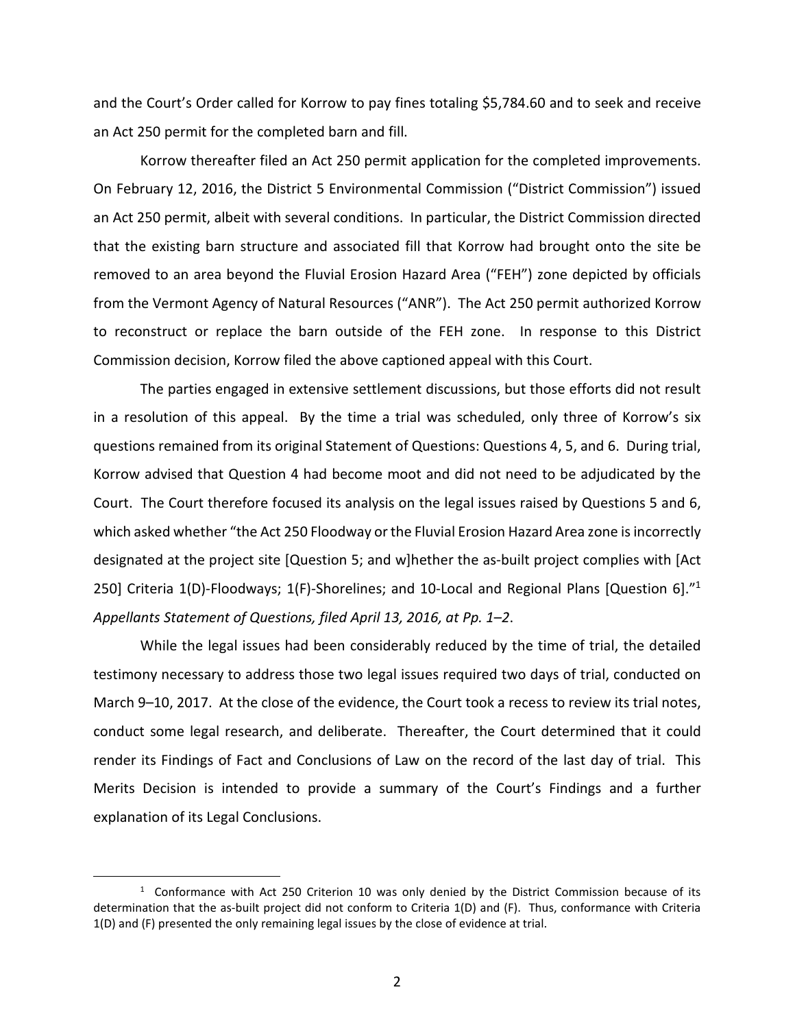and the Court's Order called for Korrow to pay fines totaling $5,784.60 and to seek and receive an Act 250 permit for the completed barn and fill.

Korrow thereafter filed an Act 250 permit application for the completed improvements. On February 12, 2016, the District 5 Environmental Commission ("District Commission") issued an Act 250 permit, albeit with several conditions. In particular, the District Commission directed that the existing barn structure and associated fill that Korrow had brought onto the site be removed to an area beyond the Fluvial Erosion Hazard Area ("FEH") zone depicted by officials from the Vermont Agency of Natural Resources ("ANR"). The Act 250 permit authorized Korrow to reconstruct or replace the barn outside of the FEH zone. In response to this District Commission decision, Korrow filed the above captioned appeal with this Court.

The parties engaged in extensive settlement discussions, but those efforts did not result in a resolution of this appeal. By the time a trial was scheduled, only three of Korrow's six questions remained from its original Statement of Questions: Questions 4, 5, and 6. During trial, Korrow advised that Question 4 had become moot and did not need to be adjudicated by the Court. The Court therefore focused its analysis on the legal issues raised by Questions 5 and 6, which asked whether "the Act 250 Floodway or the Fluvial Erosion Hazard Area zone is incorrectly designated at the project site [Question 5; and w]hether the as-built project complies with [Act 250] Criteria 1(D)-Floodways; 1(F)-Shorelines; and 10-Local and Regional Plans [Question 6]."[1] *Appellants Statement of Questions, filed April 13, 2016, at Pp. 1–2*.

While the legal issues had been considerably reduced by the time of trial, the detailed testimony necessary to address those two legal issues required two days of trial, conducted on March 9–10, 2017. At the close of the evidence, the Court took a recess to review its trial notes, conduct some legal research, and deliberate. Thereafter, the Court determined that it could render its Findings of Fact and Conclusions of Law on the record of the last day of trial. This Merits Decision is intended to provide a summary of the Court's Findings and a further explanation of its Legal Conclusions.

[1] Conformance with Act 250 Criterion 10 was only denied by the District Commission because of its determination that the as-built project did not conform to Criteria 1(D) and (F). Thus, conformance with Criteria 1(D) and (F) presented the only remaining legal issues by the close of evidence at trial.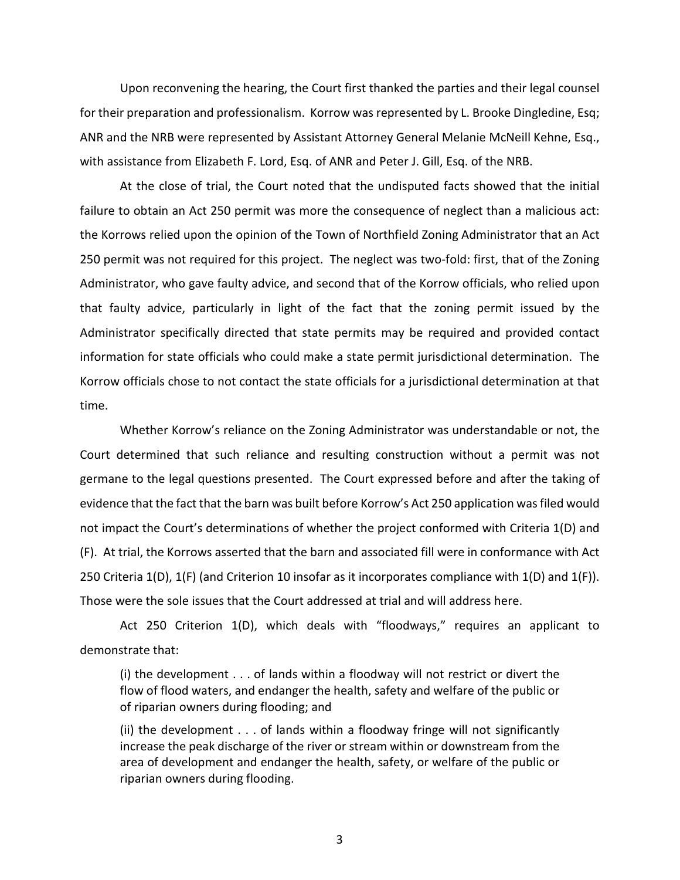Upon reconvening the hearing, the Court first thanked the parties and their legal counsel for their preparation and professionalism. Korrow was represented by L. Brooke Dingledine, Esq; ANR and the NRB were represented by Assistant Attorney General Melanie McNeill Kehne, Esq., with assistance from Elizabeth F. Lord, Esq. of ANR and Peter J. Gill, Esq. of the NRB.

At the close of trial, the Court noted that the undisputed facts showed that the initial failure to obtain an Act 250 permit was more the consequence of neglect than a malicious act: the Korrows relied upon the opinion of the Town of Northfield Zoning Administrator that an Act 250 permit was not required for this project. The neglect was two-fold: first, that of the Zoning Administrator, who gave faulty advice, and second that of the Korrow officials, who relied upon that faulty advice, particularly in light of the fact that the zoning permit issued by the Administrator specifically directed that state permits may be required and provided contact information for state officials who could make a state permit jurisdictional determination. The Korrow officials chose to not contact the state officials for a jurisdictional determination at that time.

Whether Korrow's reliance on the Zoning Administrator was understandable or not, the Court determined that such reliance and resulting construction without a permit was not germane to the legal questions presented. The Court expressed before and after the taking of evidence that the fact that the barn was built before Korrow's Act 250 application was filed would not impact the Court's determinations of whether the project conformed with Criteria 1(D) and (F). At trial, the Korrows asserted that the barn and associated fill were in conformance with Act 250 Criteria 1(D), 1(F) (and Criterion 10 insofar as it incorporates compliance with 1(D) and 1(F)). Those were the sole issues that the Court addressed at trial and will address here.

Act 250 Criterion 1(D), which deals with "floodways," requires an applicant to demonstrate that:

> (i) the development . . . of lands within a floodway will not restrict or divert the flow of flood waters, and endanger the health, safety and welfare of the public or of riparian owners during flooding; and
>
> (ii) the development . . . of lands within a floodway fringe will not significantly increase the peak discharge of the river or stream within or downstream from the area of development and endanger the health, safety, or welfare of the public or riparian owners during flooding.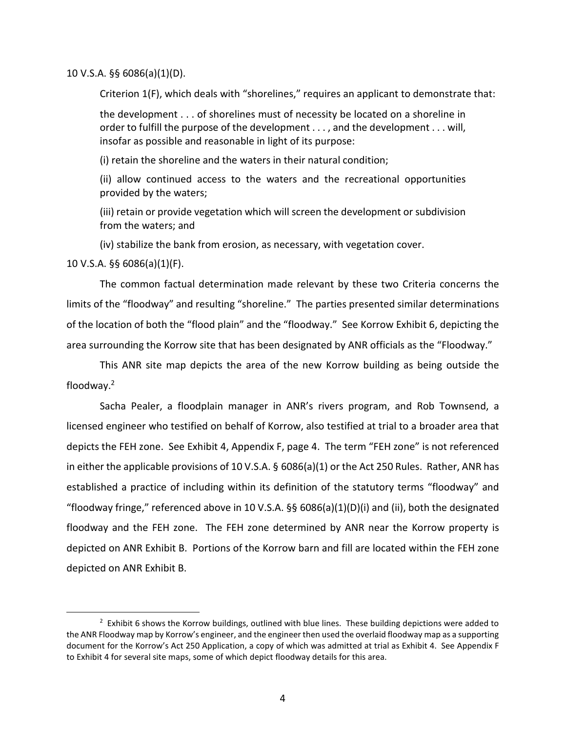10 V.S.A. §§ 6086(a)(1)(D).

Criterion 1(F), which deals with "shorelines," requires an applicant to demonstrate that:

> the development . . . of shorelines must of necessity be located on a shoreline in order to fulfill the purpose of the development . . . , and the development . . . will, insofar as possible and reasonable in light of its purpose:
>
> (i) retain the shoreline and the waters in their natural condition;
>
> (ii) allow continued access to the waters and the recreational opportunities provided by the waters;
>
> (iii) retain or provide vegetation which will screen the development or subdivision from the waters; and
>
> (iv) stabilize the bank from erosion, as necessary, with vegetation cover.

10 V.S.A. §§ 6086(a)(1)(F).

The common factual determination made relevant by these two Criteria concerns the limits of the "floodway" and resulting "shoreline." The parties presented similar determinations of the location of both the "flood plain" and the "floodway." See Korrow Exhibit 6, depicting the area surrounding the Korrow site that has been designated by ANR officials as the "Floodway."

This ANR site map depicts the area of the new Korrow building as being outside the floodway.[2]

Sacha Pealer, a floodplain manager in ANR's rivers program, and Rob Townsend, a licensed engineer who testified on behalf of Korrow, also testified at trial to a broader area that depicts the FEH zone. See Exhibit 4, Appendix F, page 4. The term "FEH zone" is not referenced in either the applicable provisions of 10 V.S.A. § 6086(a)(1) or the Act 250 Rules. Rather, ANR has established a practice of including within its definition of the statutory terms "floodway" and "floodway fringe," referenced above in 10 V.S.A. §§ 6086(a)(1)(D)(i) and (ii), both the designated floodway and the FEH zone. The FEH zone determined by ANR near the Korrow property is depicted on ANR Exhibit B. Portions of the Korrow barn and fill are located within the FEH zone depicted on ANR Exhibit B.

---

[2] Exhibit 6 shows the Korrow buildings, outlined with blue lines. These building depictions were added to the ANR Floodway map by Korrow's engineer, and the engineer then used the overlaid floodway map as a supporting document for the Korrow's Act 250 Application, a copy of which was admitted at trial as Exhibit 4. See Appendix F to Exhibit 4 for several site maps, some of which depict floodway details for this area.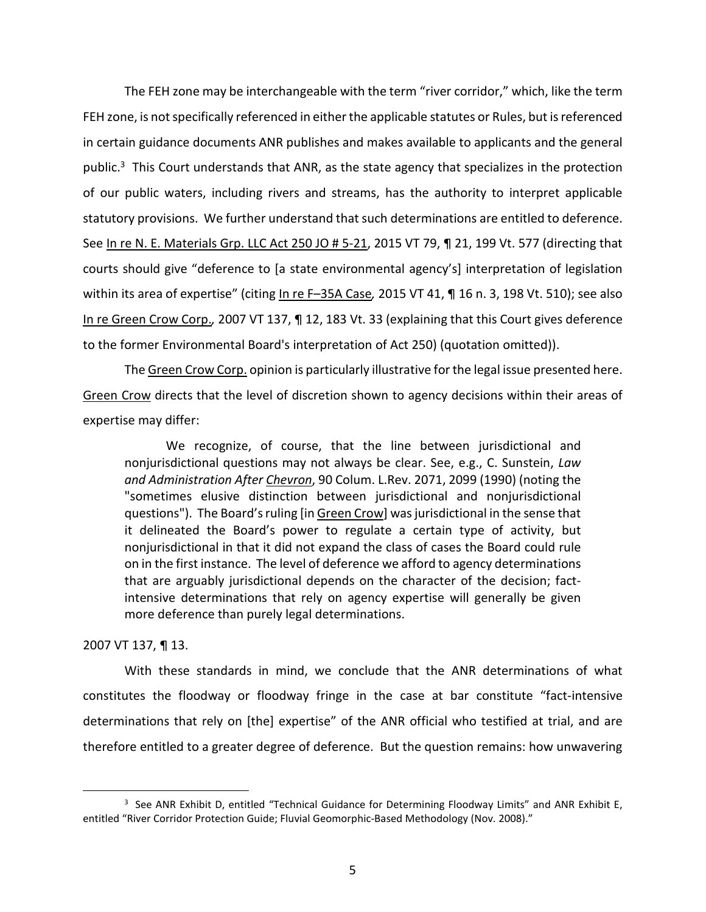The FEH zone may be interchangeable with the term "river corridor," which, like the term FEH zone, is not specifically referenced in either the applicable statutes or Rules, but is referenced in certain guidance documents ANR publishes and makes available to applicants and the general public.[3] This Court understands that ANR, as the state agency that specializes in the protection of our public waters, including rivers and streams, has the authority to interpret applicable statutory provisions. We further understand that such determinations are entitled to deference. See In re N. E. Materials Grp. LLC Act 250 JO # 5-21, 2015 VT 79, ¶ 21, 199 Vt. 577 (directing that courts should give "deference to [a state environmental agency's] interpretation of legislation within its area of expertise" (citing In re F–35A Case, 2015 VT 41, ¶ 16 n. 3, 198 Vt. 510); see also In re Green Crow Corp., 2007 VT 137, ¶ 12, 183 Vt. 33 (explaining that this Court gives deference to the former Environmental Board's interpretation of Act 250) (quotation omitted)).

The Green Crow Corp. opinion is particularly illustrative for the legal issue presented here. Green Crow directs that the level of discretion shown to agency decisions within their areas of expertise may differ:

> We recognize, of course, that the line between jurisdictional and nonjurisdictional questions may not always be clear. See, e.g., C. Sunstein, *Law and Administration After Chevron*, 90 Colum. L.Rev. 2071, 2099 (1990) (noting the "sometimes elusive distinction between jurisdictional and nonjurisdictional questions"). The Board's ruling [in Green Crow] was jurisdictional in the sense that it delineated the Board's power to regulate a certain type of activity, but nonjurisdictional in that it did not expand the class of cases the Board could rule on in the first instance. The level of deference we afford to agency determinations that are arguably jurisdictional depends on the character of the decision; fact-intensive determinations that rely on agency expertise will generally be given more deference than purely legal determinations.

2007 VT 137, ¶ 13.

With these standards in mind, we conclude that the ANR determinations of what constitutes the floodway or floodway fringe in the case at bar constitute "fact-intensive determinations that rely on [the] expertise" of the ANR official who testified at trial, and are therefore entitled to a greater degree of deference. But the question remains: how unwavering

[3] See ANR Exhibit D, entitled "Technical Guidance for Determining Floodway Limits" and ANR Exhibit E, entitled "River Corridor Protection Guide; Fluvial Geomorphic-Based Methodology (Nov. 2008)."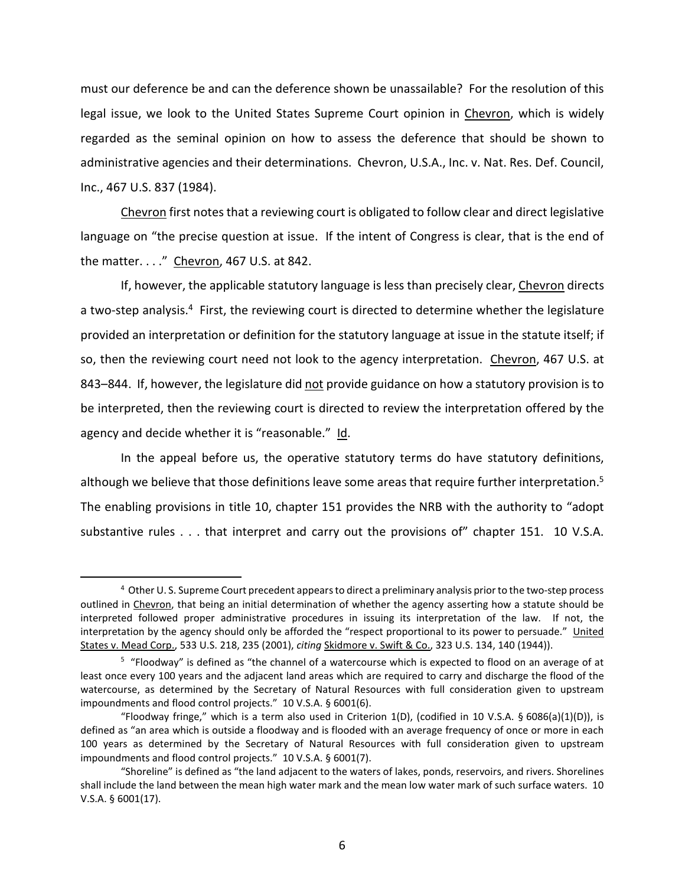must our deference be and can the deference shown be unassailable? For the resolution of this legal issue, we look to the United States Supreme Court opinion in Chevron, which is widely regarded as the seminal opinion on how to assess the deference that should be shown to administrative agencies and their determinations. Chevron, U.S.A., Inc. v. Nat. Res. Def. Council, Inc., 467 U.S. 837 (1984).

Chevron first notes that a reviewing court is obligated to follow clear and direct legislative language on "the precise question at issue. If the intent of Congress is clear, that is the end of the matter. . . ." Chevron, 467 U.S. at 842.

If, however, the applicable statutory language is less than precisely clear, Chevron directs a two-step analysis.[4] First, the reviewing court is directed to determine whether the legislature provided an interpretation or definition for the statutory language at issue in the statute itself; if so, then the reviewing court need not look to the agency interpretation. Chevron, 467 U.S. at 843–844. If, however, the legislature did not provide guidance on how a statutory provision is to be interpreted, then the reviewing court is directed to review the interpretation offered by the agency and decide whether it is "reasonable." Id.

In the appeal before us, the operative statutory terms do have statutory definitions, although we believe that those definitions leave some areas that require further interpretation.[5] The enabling provisions in title 10, chapter 151 provides the NRB with the authority to "adopt substantive rules . . . that interpret and carry out the provisions of" chapter 151. 10 V.S.A.

---

[4] Other U. S. Supreme Court precedent appears to direct a preliminary analysis prior to the two-step process outlined in Chevron, that being an initial determination of whether the agency asserting how a statute should be interpreted followed proper administrative procedures in issuing its interpretation of the law. If not, the interpretation by the agency should only be afforded the "respect proportional to its power to persuade." United States v. Mead Corp., 533 U.S. 218, 235 (2001), *citing* Skidmore v. Swift & Co., 323 U.S. 134, 140 (1944)).

[5] "Floodway" is defined as "the channel of a watercourse which is expected to flood on an average of at least once every 100 years and the adjacent land areas which are required to carry and discharge the flood of the watercourse, as determined by the Secretary of Natural Resources with full consideration given to upstream impoundments and flood control projects." 10 V.S.A. § 6001(6).

"Floodway fringe," which is a term also used in Criterion 1(D), (codified in 10 V.S.A. § 6086(a)(1)(D)), is defined as "an area which is outside a floodway and is flooded with an average frequency of once or more in each 100 years as determined by the Secretary of Natural Resources with full consideration given to upstream impoundments and flood control projects." 10 V.S.A. § 6001(7).

"Shoreline" is defined as "the land adjacent to the waters of lakes, ponds, reservoirs, and rivers. Shorelines shall include the land between the mean high water mark and the mean low water mark of such surface waters. 10 V.S.A. § 6001(17).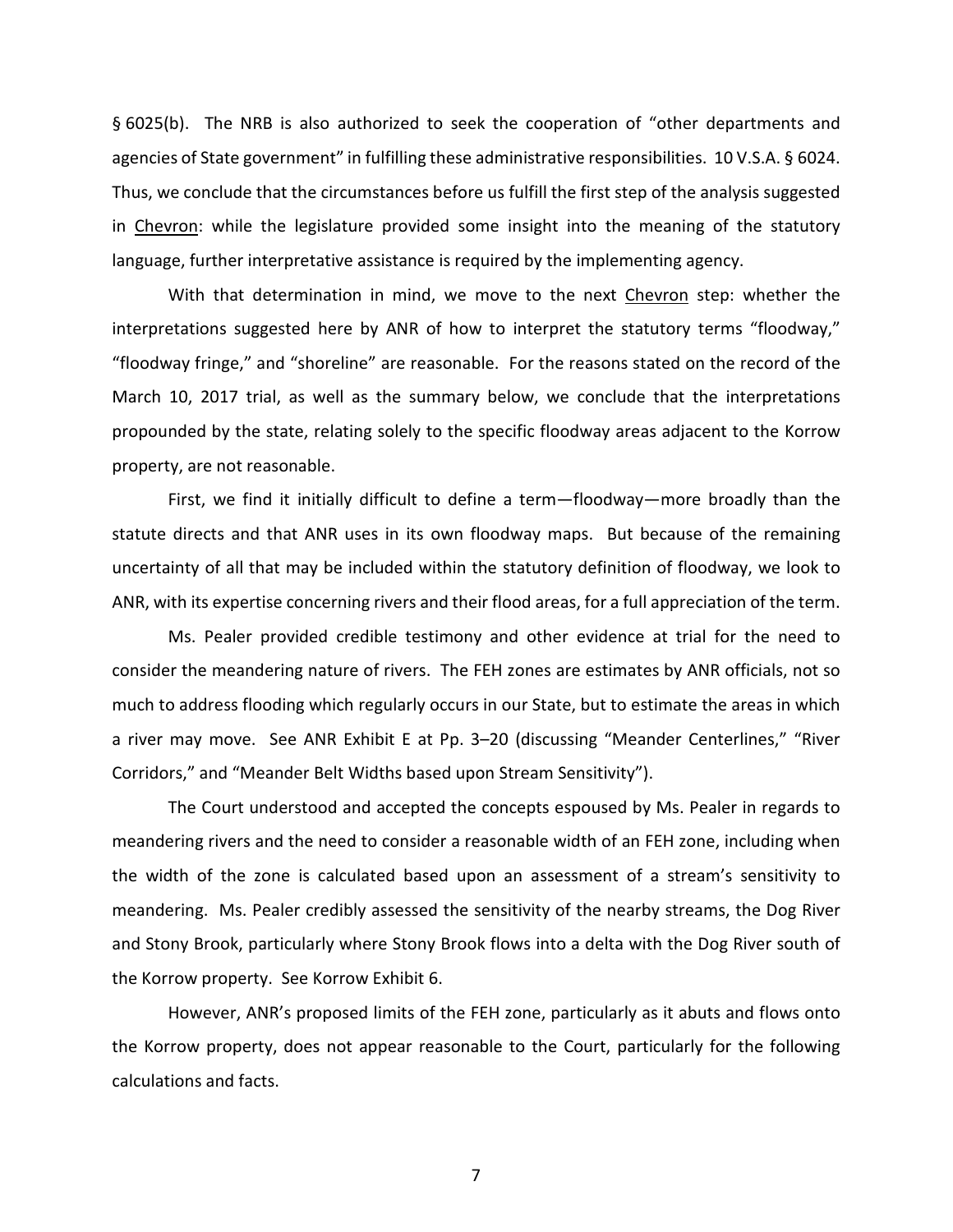§ 6025(b). The NRB is also authorized to seek the cooperation of "other departments and agencies of State government" in fulfilling these administrative responsibilities. 10 V.S.A. § 6024. Thus, we conclude that the circumstances before us fulfill the first step of the analysis suggested in Chevron: while the legislature provided some insight into the meaning of the statutory language, further interpretative assistance is required by the implementing agency.

With that determination in mind, we move to the next Chevron step: whether the interpretations suggested here by ANR of how to interpret the statutory terms "floodway," "floodway fringe," and "shoreline" are reasonable. For the reasons stated on the record of the March 10, 2017 trial, as well as the summary below, we conclude that the interpretations propounded by the state, relating solely to the specific floodway areas adjacent to the Korrow property, are not reasonable.

First, we find it initially difficult to define a term—floodway—more broadly than the statute directs and that ANR uses in its own floodway maps. But because of the remaining uncertainty of all that may be included within the statutory definition of floodway, we look to ANR, with its expertise concerning rivers and their flood areas, for a full appreciation of the term.

Ms. Pealer provided credible testimony and other evidence at trial for the need to consider the meandering nature of rivers. The FEH zones are estimates by ANR officials, not so much to address flooding which regularly occurs in our State, but to estimate the areas in which a river may move. See ANR Exhibit E at Pp. 3–20 (discussing "Meander Centerlines," "River Corridors," and "Meander Belt Widths based upon Stream Sensitivity").

The Court understood and accepted the concepts espoused by Ms. Pealer in regards to meandering rivers and the need to consider a reasonable width of an FEH zone, including when the width of the zone is calculated based upon an assessment of a stream's sensitivity to meandering. Ms. Pealer credibly assessed the sensitivity of the nearby streams, the Dog River and Stony Brook, particularly where Stony Brook flows into a delta with the Dog River south of the Korrow property. See Korrow Exhibit 6.

However, ANR's proposed limits of the FEH zone, particularly as it abuts and flows onto the Korrow property, does not appear reasonable to the Court, particularly for the following calculations and facts.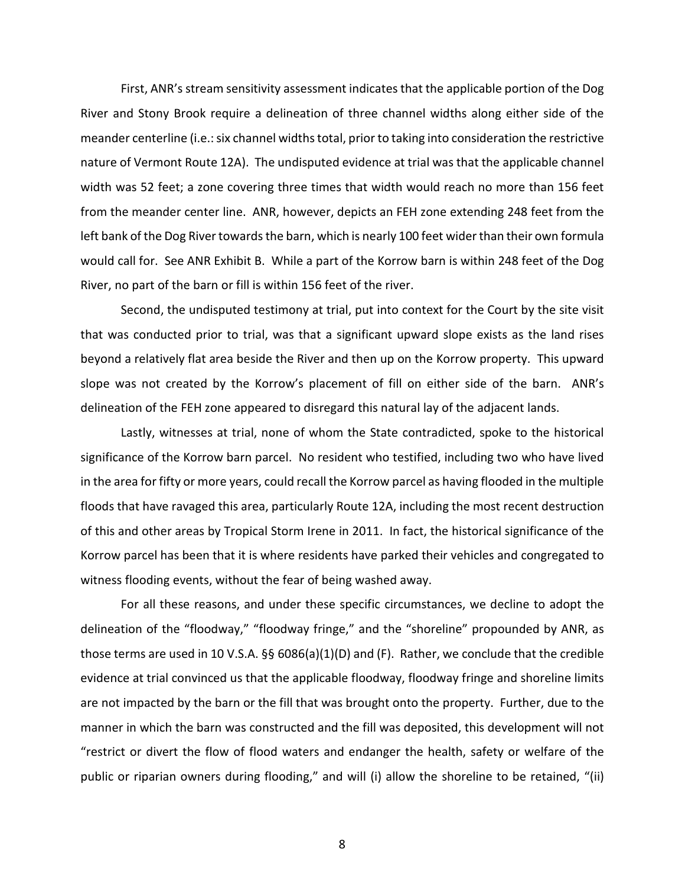First, ANR's stream sensitivity assessment indicates that the applicable portion of the Dog River and Stony Brook require a delineation of three channel widths along either side of the meander centerline (i.e.: six channel widths total, prior to taking into consideration the restrictive nature of Vermont Route 12A). The undisputed evidence at trial was that the applicable channel width was 52 feet; a zone covering three times that width would reach no more than 156 feet from the meander center line. ANR, however, depicts an FEH zone extending 248 feet from the left bank of the Dog River towards the barn, which is nearly 100 feet wider than their own formula would call for. See ANR Exhibit B. While a part of the Korrow barn is within 248 feet of the Dog River, no part of the barn or fill is within 156 feet of the river.

Second, the undisputed testimony at trial, put into context for the Court by the site visit that was conducted prior to trial, was that a significant upward slope exists as the land rises beyond a relatively flat area beside the River and then up on the Korrow property. This upward slope was not created by the Korrow's placement of fill on either side of the barn. ANR's delineation of the FEH zone appeared to disregard this natural lay of the adjacent lands.

Lastly, witnesses at trial, none of whom the State contradicted, spoke to the historical significance of the Korrow barn parcel. No resident who testified, including two who have lived in the area for fifty or more years, could recall the Korrow parcel as having flooded in the multiple floods that have ravaged this area, particularly Route 12A, including the most recent destruction of this and other areas by Tropical Storm Irene in 2011. In fact, the historical significance of the Korrow parcel has been that it is where residents have parked their vehicles and congregated to witness flooding events, without the fear of being washed away.

For all these reasons, and under these specific circumstances, we decline to adopt the delineation of the "floodway," "floodway fringe," and the "shoreline" propounded by ANR, as those terms are used in 10 V.S.A. §§ 6086(a)(1)(D) and (F). Rather, we conclude that the credible evidence at trial convinced us that the applicable floodway, floodway fringe and shoreline limits are not impacted by the barn or the fill that was brought onto the property. Further, due to the manner in which the barn was constructed and the fill was deposited, this development will not "restrict or divert the flow of flood waters and endanger the health, safety or welfare of the public or riparian owners during flooding," and will (i) allow the shoreline to be retained, "(ii)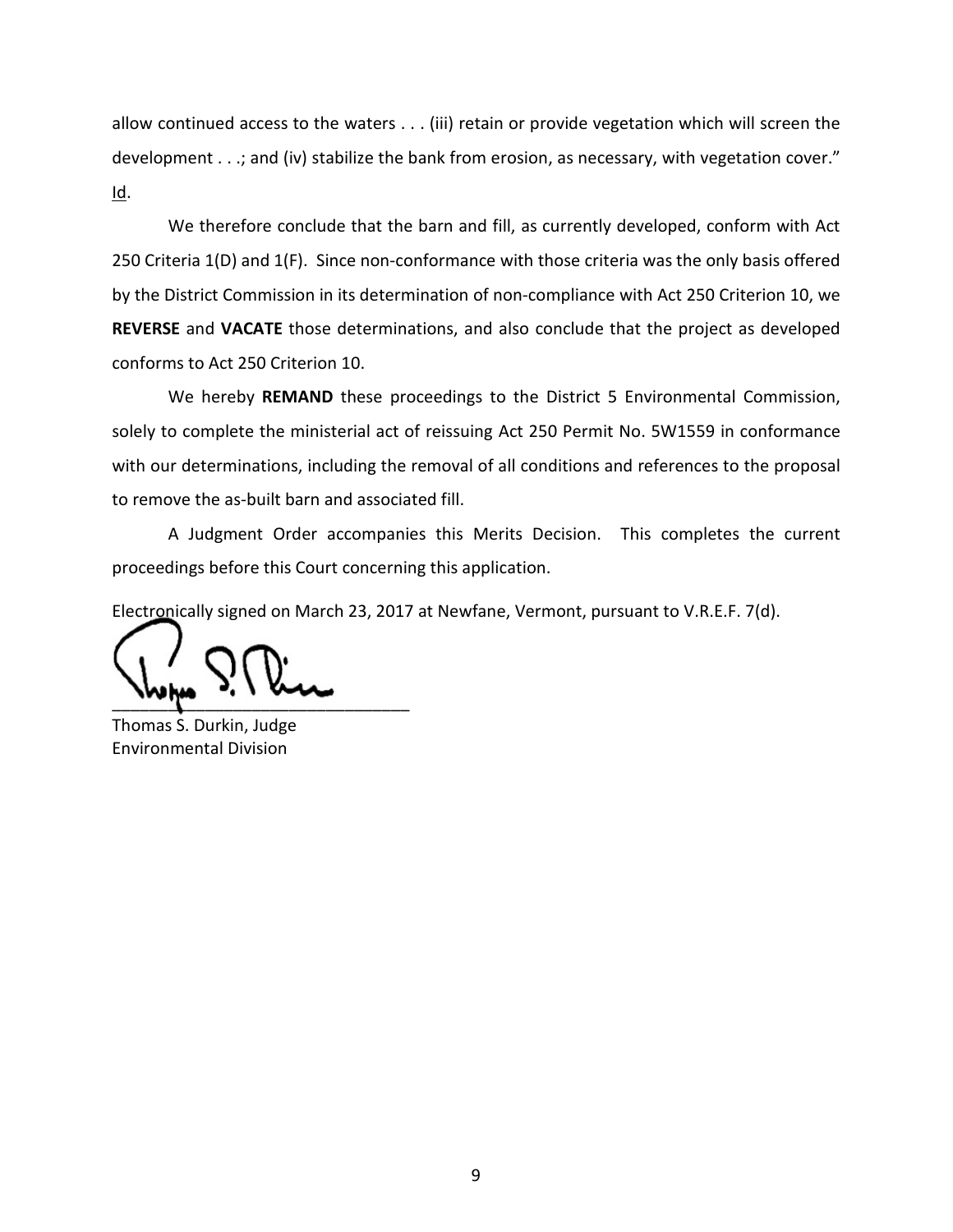allow continued access to the waters . . . (iii) retain or provide vegetation which will screen the development . . .; and (iv) stabilize the bank from erosion, as necessary, with vegetation cover." Id.

We therefore conclude that the barn and fill, as currently developed, conform with Act 250 Criteria 1(D) and 1(F). Since non-conformance with those criteria was the only basis offered by the District Commission in its determination of non-compliance with Act 250 Criterion 10, we **REVERSE** and **VACATE** those determinations, and also conclude that the project as developed conforms to Act 250 Criterion 10.

We hereby **REMAND** these proceedings to the District 5 Environmental Commission, solely to complete the ministerial act of reissuing Act 250 Permit No. 5W1559 in conformance with our determinations, including the removal of all conditions and references to the proposal to remove the as-built barn and associated fill.

A Judgment Order accompanies this Merits Decision. This completes the current proceedings before this Court concerning this application.

Electronically signed on March 23, 2017 at Newfane, Vermont, pursuant to V.R.E.F. 7(d).

_______________________________

Thomas S. Durkin, Judge
Environmental Division